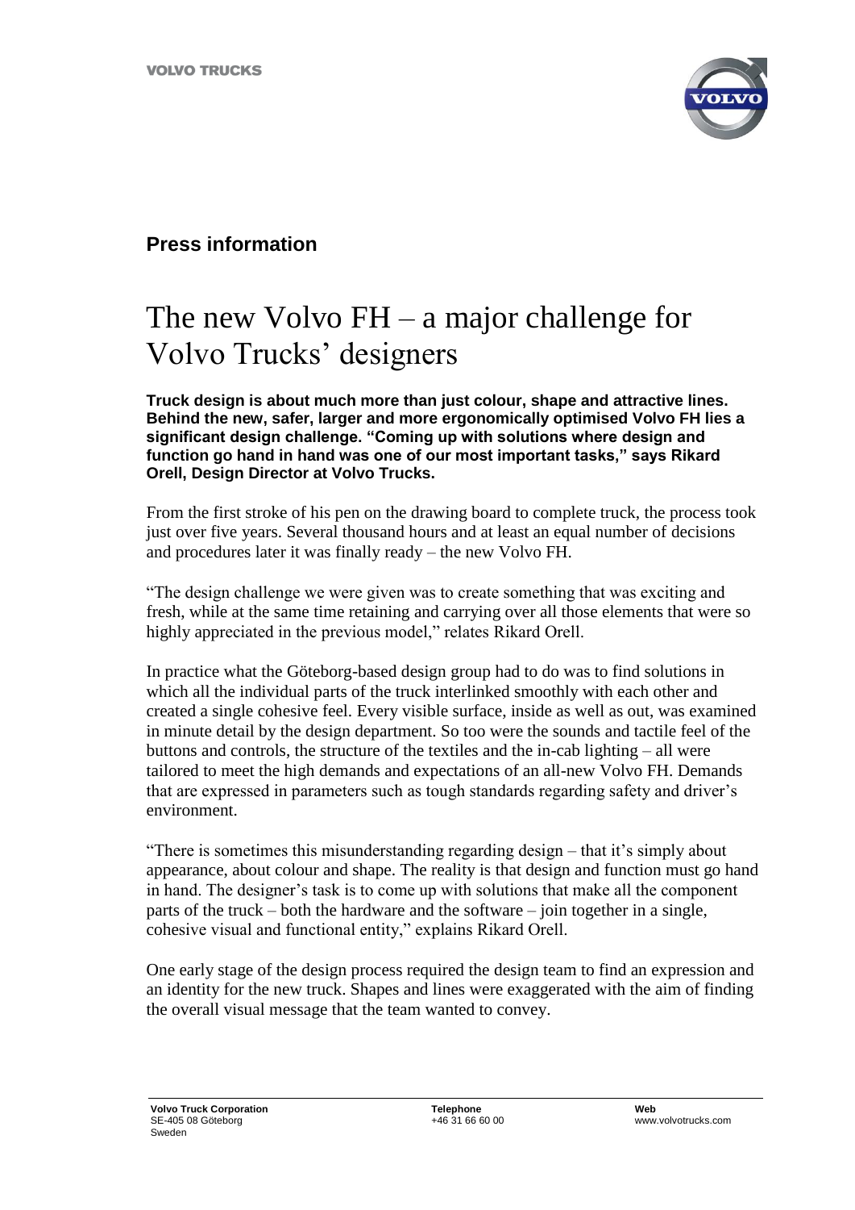**Press information**

# The new Volvo FH – a major challenge for Volvo Trucks' designers

**Truck design is about much more than just colour, shape and attractive lines. Behind the new, safer, larger and more ergonomically optimised Volvo FH lies a significant design challenge. "Coming up with solutions where design and function go hand in hand was one of our most important tasks," says Rikard Orell, Design Director at Volvo Trucks.**

From the first stroke of his pen on the drawing board to complete truck, the process took just over five years. Several thousand hours and at least an equal number of decisions and procedures later it was finally ready – the new Volvo FH.

"The design challenge we were given was to create something that was exciting and fresh, while at the same time retaining and carrying over all those elements that were so highly appreciated in the previous model," relates Rikard Orell.

In practice what the Göteborg-based design group had to do was to find solutions in which all the individual parts of the truck interlinked smoothly with each other and created a single cohesive feel. Every visible surface, inside as well as out, was examined in minute detail by the design department. So too were the sounds and tactile feel of the buttons and controls, the structure of the textiles and the in-cab lighting – all were tailored to meet the high demands and expectations of an all-new Volvo FH. Demands that are expressed in parameters such as tough standards regarding safety and driver's environment.

"There is sometimes this misunderstanding regarding design – that it's simply about appearance, about colour and shape. The reality is that design and function must go hand in hand. The designer's task is to come up with solutions that make all the component parts of the truck – both the hardware and the software – join together in a single, cohesive visual and functional entity," explains Rikard Orell.

One early stage of the design process required the design team to find an expression and an identity for the new truck. Shapes and lines were exaggerated with the aim of finding the overall visual message that the team wanted to convey.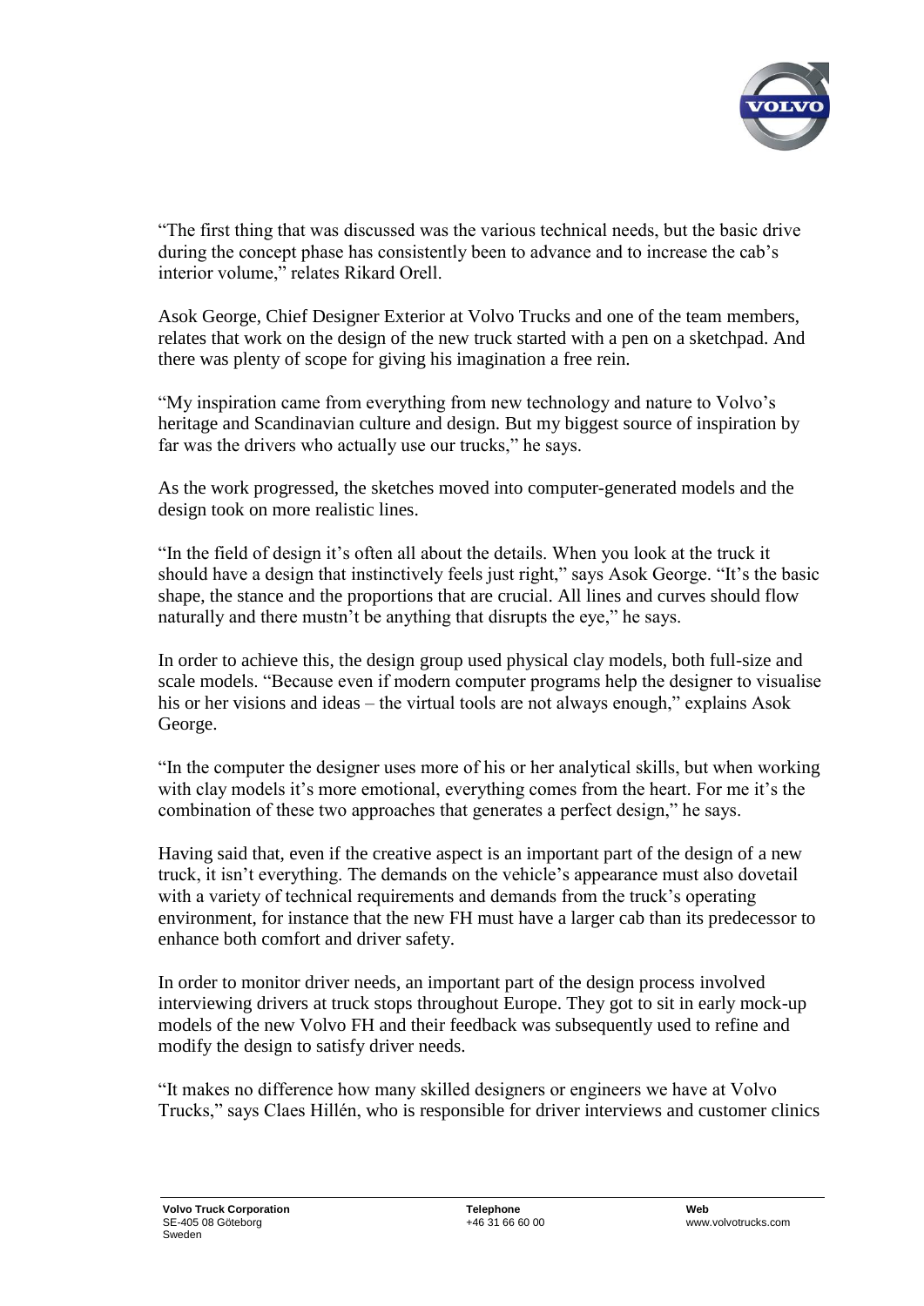"The first thing that was discussed was the various technical needs, but the basic drive during the concept phase has consistently been to advance and to increase the cab's interior volume," relates Rikard Orell.

Asok George, Chief Designer Exterior at Volvo Trucks and one of the team members, relates that work on the design of the new truck started with a pen on a sketchpad. And there was plenty of scope for giving his imagination a free rein.

"My inspiration came from everything from new technology and nature to Volvo's heritage and Scandinavian culture and design. But my biggest source of inspiration by far was the drivers who actually use our trucks," he says.

As the work progressed, the sketches moved into computer-generated models and the design took on more realistic lines.

"In the field of design it's often all about the details. When you look at the truck it should have a design that instinctively feels just right," says Asok George. "It's the basic shape, the stance and the proportions that are crucial. All lines and curves should flow naturally and there mustn't be anything that disrupts the eye," he says.

In order to achieve this, the design group used physical clay models, both full-size and scale models. "Because even if modern computer programs help the designer to visualise his or her visions and ideas – the virtual tools are not always enough," explains Asok George.

"In the computer the designer uses more of his or her analytical skills, but when working with clay models it's more emotional, everything comes from the heart. For me it's the combination of these two approaches that generates a perfect design," he says.

Having said that, even if the creative aspect is an important part of the design of a new truck, it isn't everything. The demands on the vehicle's appearance must also dovetail with a variety of technical requirements and demands from the truck's operating environment, for instance that the new FH must have a larger cab than its predecessor to enhance both comfort and driver safety.

In order to monitor driver needs, an important part of the design process involved interviewing drivers at truck stops throughout Europe. They got to sit in early mock-up models of the new Volvo FH and their feedback was subsequently used to refine and modify the design to satisfy driver needs.

"It makes no difference how many skilled designers or engineers we have at Volvo Trucks," says Claes Hillén, who is responsible for driver interviews and customer clinics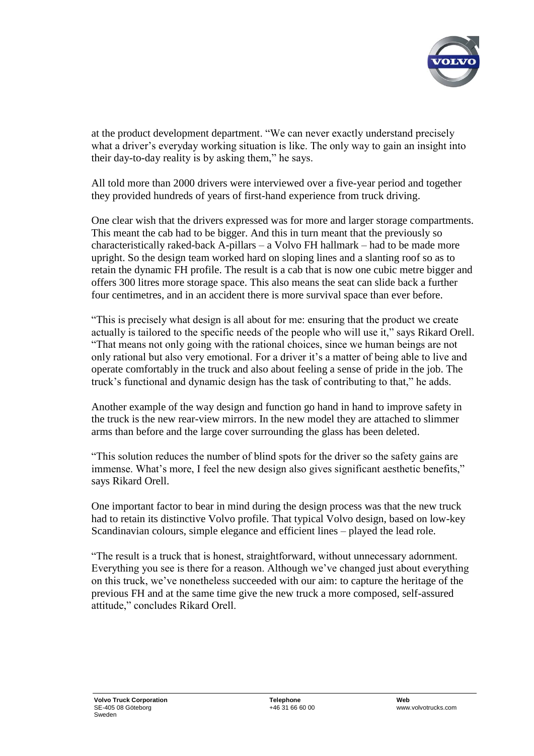at the product development department. "We can never exactly understand precisely what a driver's everyday working situation is like. The only way to gain an insight into their day-to-day reality is by asking them," he says.

All told more than 2000 drivers were interviewed over a five-year period and together they provided hundreds of years of first-hand experience from truck driving.

One clear wish that the drivers expressed was for more and larger storage compartments. This meant the cab had to be bigger. And this in turn meant that the previously so characteristically raked-back A-pillars – a Volvo FH hallmark – had to be made more upright. So the design team worked hard on sloping lines and a slanting roof so as to retain the dynamic FH profile. The result is a cab that is now one cubic metre bigger and offers 300 litres more storage space. This also means the seat can slide back a further four centimetres, and in an accident there is more survival space than ever before.

"This is precisely what design is all about for me: ensuring that the product we create actually is tailored to the specific needs of the people who will use it," says Rikard Orell. "That means not only going with the rational choices, since we human beings are not only rational but also very emotional. For a driver it's a matter of being able to live and operate comfortably in the truck and also about feeling a sense of pride in the job. The truck's functional and dynamic design has the task of contributing to that," he adds.

Another example of the way design and function go hand in hand to improve safety in the truck is the new rear-view mirrors. In the new model they are attached to slimmer arms than before and the large cover surrounding the glass has been deleted.

"This solution reduces the number of blind spots for the driver so the safety gains are immense. What's more, I feel the new design also gives significant aesthetic benefits," says Rikard Orell.

One important factor to bear in mind during the design process was that the new truck had to retain its distinctive Volvo profile. That typical Volvo design, based on low-key Scandinavian colours, simple elegance and efficient lines – played the lead role.

"The result is a truck that is honest, straightforward, without unnecessary adornment. Everything you see is there for a reason. Although we've changed just about everything on this truck, we've nonetheless succeeded with our aim: to capture the heritage of the previous FH and at the same time give the new truck a more composed, self-assured attitude," concludes Rikard Orell.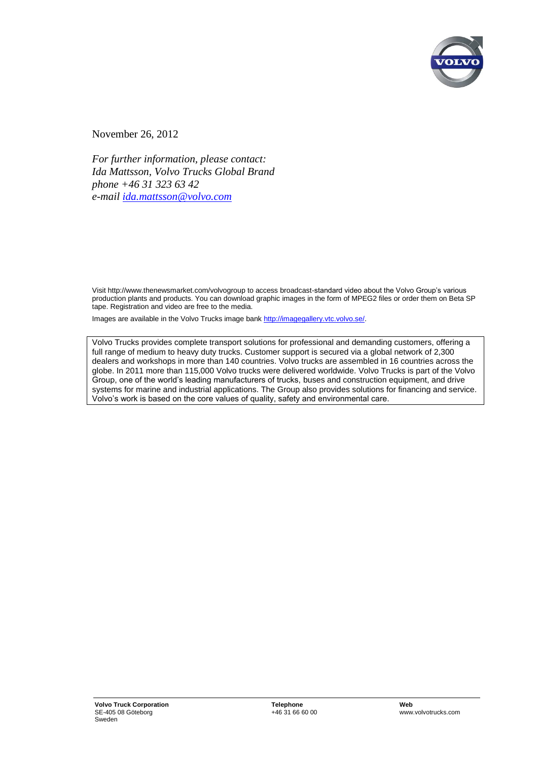November 26, 2012

*For further information, please contact:*
*Ida Mattsson, Volvo Trucks Global Brand*
*phone +46 31 323 63 42*
*e-mail [ida.mattsson@volvo.com](mailto:ida.mattsson@volvo.com)*

Visit http://www.thenewsmarket.com/volvogroup to access broadcast-standard video about the Volvo Group's various production plants and products. You can download graphic images in the form of MPEG2 files or order them on Beta SP tape. Registration and video are free to the media.

Images are available in the Volvo Trucks image bank [http://imagegallery.vtc.volvo.se/](http://imagegallery.vtc.volvo.se/).

Volvo Trucks provides complete transport solutions for professional and demanding customers, offering a full range of medium to heavy duty trucks. Customer support is secured via a global network of 2,300 dealers and workshops in more than 140 countries. Volvo trucks are assembled in 16 countries across the globe. In 2011 more than 115,000 Volvo trucks were delivered worldwide. Volvo Trucks is part of the Volvo Group, one of the world's leading manufacturers of trucks, buses and construction equipment, and drive systems for marine and industrial applications. The Group also provides solutions for financing and service. Volvo's work is based on the core values of quality, safety and environmental care.

**Volvo Truck Corporation**
SE-405 08 Göteborg
Sweden

**Telephone**
+46 31 66 60 00

**Web**
www.volvotrucks.com